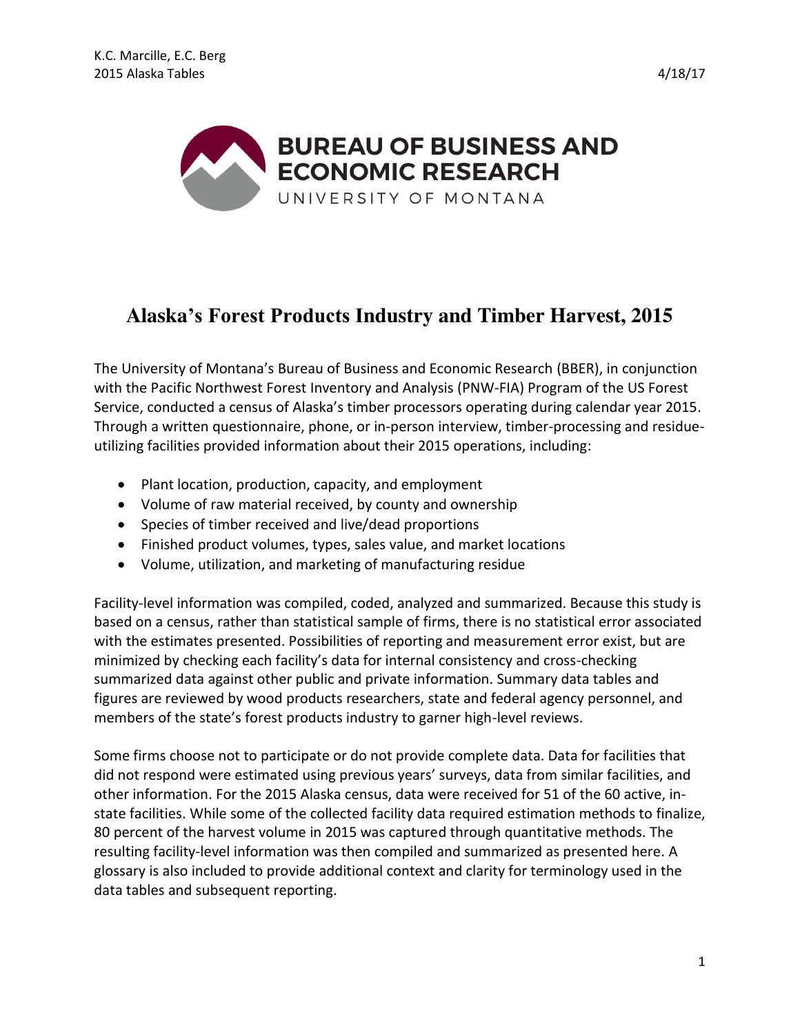# Alaska's Forest Products Industry and Timber Harvest, 2015

The University of Montana's Bureau of Business and Economic Research (BBER), in conjunction with the Pacific Northwest Forest Inventory and Analysis (PNW-FIA) Program of the US Forest Service, conducted a census of Alaska's timber processors operating during calendar year 2015. Through a written questionnaire, phone, or in-person interview, timber-processing and residue-utilizing facilities provided information about their 2015 operations, including:

- Plant location, production, capacity, and employment
- Volume of raw material received, by county and ownership
- Species of timber received and live/dead proportions
- Finished product volumes, types, sales value, and market locations
- Volume, utilization, and marketing of manufacturing residue

Facility-level information was compiled, coded, analyzed and summarized. Because this study is based on a census, rather than statistical sample of firms, there is no statistical error associated with the estimates presented. Possibilities of reporting and measurement error exist, but are minimized by checking each facility's data for internal consistency and cross-checking summarized data against other public and private information. Summary data tables and figures are reviewed by wood products researchers, state and federal agency personnel, and members of the state's forest products industry to garner high-level reviews.

Some firms choose not to participate or do not provide complete data. Data for facilities that did not respond were estimated using previous years' surveys, data from similar facilities, and other information. For the 2015 Alaska census, data were received for 51 of the 60 active, in-state facilities. While some of the collected facility data required estimation methods to finalize, 80 percent of the harvest volume in 2015 was captured through quantitative methods. The resulting facility-level information was then compiled and summarized as presented here. A glossary is also included to provide additional context and clarity for terminology used in the data tables and subsequent reporting.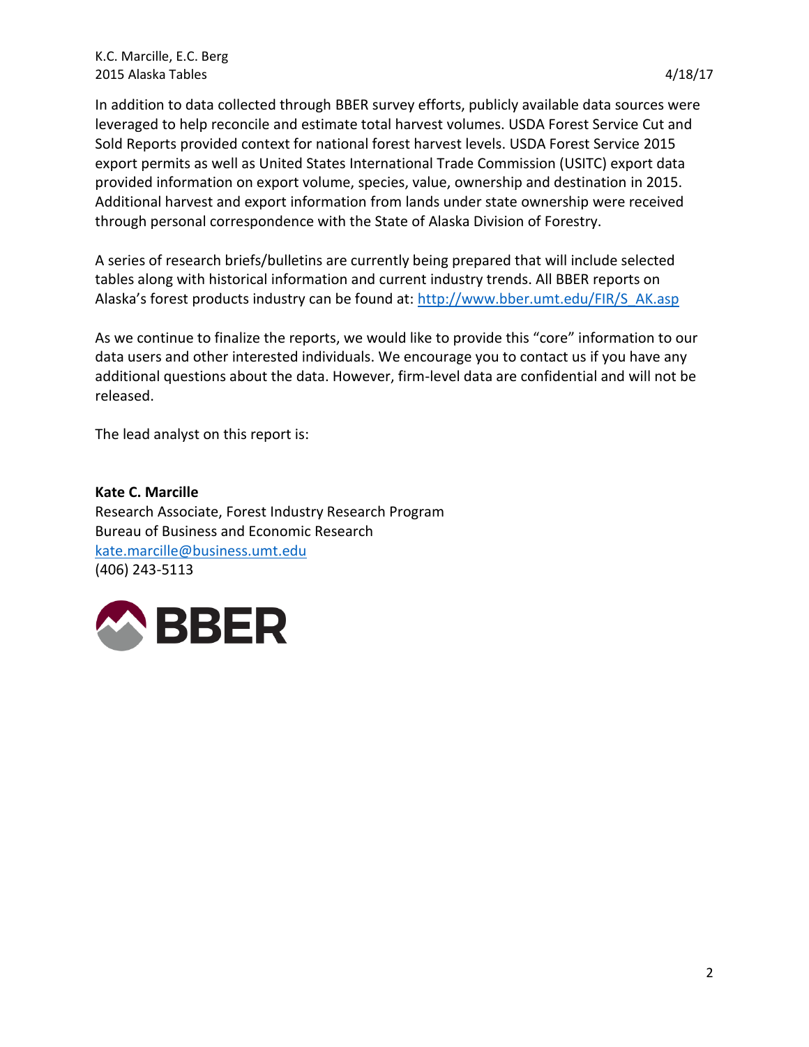In addition to data collected through BBER survey efforts, publicly available data sources were leveraged to help reconcile and estimate total harvest volumes. USDA Forest Service Cut and Sold Reports provided context for national forest harvest levels. USDA Forest Service 2015 export permits as well as United States International Trade Commission (USITC) export data provided information on export volume, species, value, ownership and destination in 2015. Additional harvest and export information from lands under state ownership were received through personal correspondence with the State of Alaska Division of Forestry.

A series of research briefs/bulletins are currently being prepared that will include selected tables along with historical information and current industry trends. All BBER reports on Alaska's forest products industry can be found at: http://www.bber.umt.edu/FIR/S_AK.asp

As we continue to finalize the reports, we would like to provide this "core" information to our data users and other interested individuals. We encourage you to contact us if you have any additional questions about the data. However, firm-level data are confidential and will not be released.

The lead analyst on this report is:

**Kate C. Marcille**  
Research Associate, Forest Industry Research Program  
Bureau of Business and Economic Research  
kate.marcille@business.umt.edu  
(406) 243-5113

BBER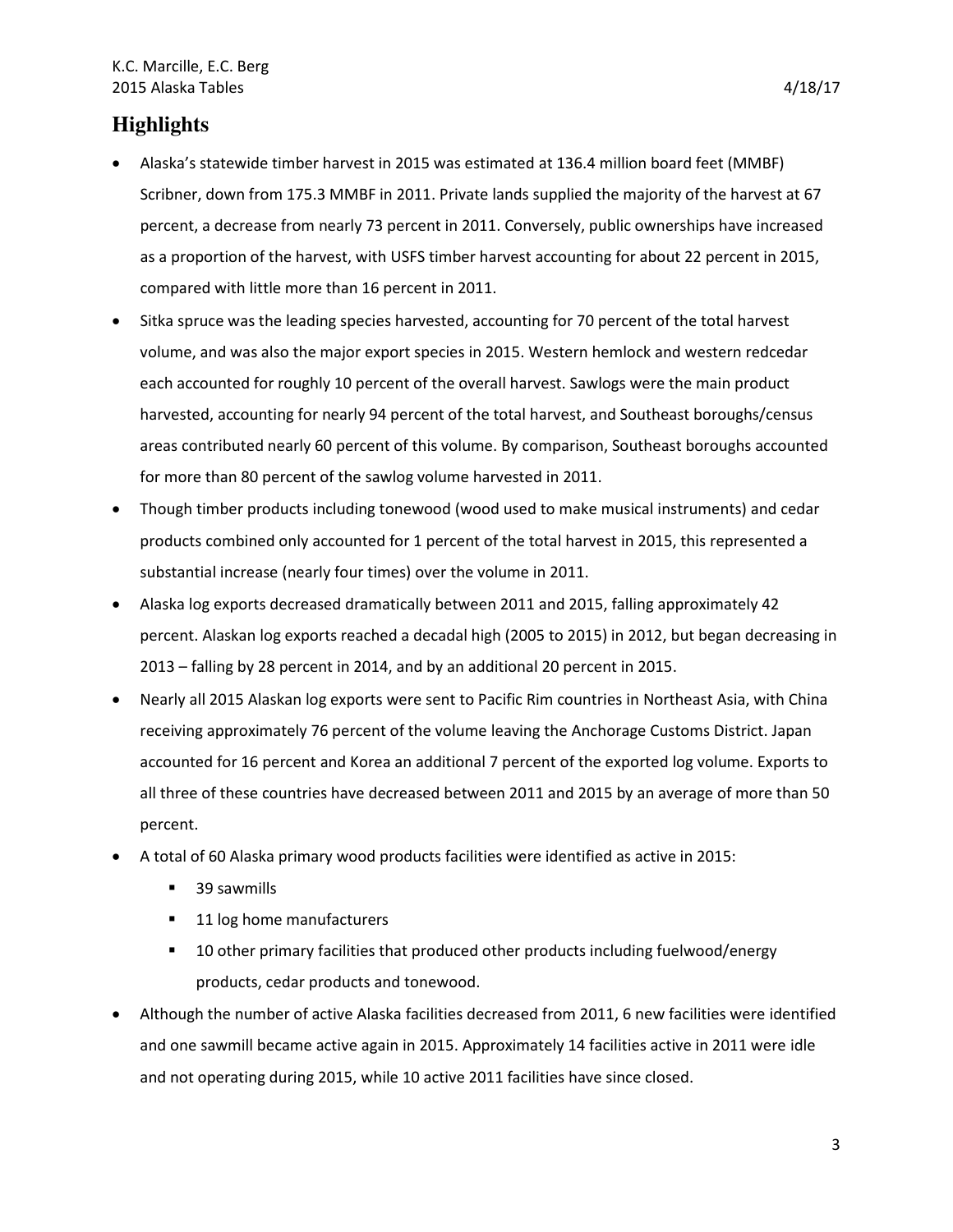## Highlights

- Alaska's statewide timber harvest in 2015 was estimated at 136.4 million board feet (MMBF) Scribner, down from 175.3 MMBF in 2011. Private lands supplied the majority of the harvest at 67 percent, a decrease from nearly 73 percent in 2011. Conversely, public ownerships have increased as a proportion of the harvest, with USFS timber harvest accounting for about 22 percent in 2015, compared with little more than 16 percent in 2011.
- Sitka spruce was the leading species harvested, accounting for 70 percent of the total harvest volume, and was also the major export species in 2015. Western hemlock and western redcedar each accounted for roughly 10 percent of the overall harvest. Sawlogs were the main product harvested, accounting for nearly 94 percent of the total harvest, and Southeast boroughs/census areas contributed nearly 60 percent of this volume. By comparison, Southeast boroughs accounted for more than 80 percent of the sawlog volume harvested in 2011.
- Though timber products including tonewood (wood used to make musical instruments) and cedar products combined only accounted for 1 percent of the total harvest in 2015, this represented a substantial increase (nearly four times) over the volume in 2011.
- Alaska log exports decreased dramatically between 2011 and 2015, falling approximately 42 percent. Alaskan log exports reached a decadal high (2005 to 2015) in 2012, but began decreasing in 2013 – falling by 28 percent in 2014, and by an additional 20 percent in 2015.
- Nearly all 2015 Alaskan log exports were sent to Pacific Rim countries in Northeast Asia, with China receiving approximately 76 percent of the volume leaving the Anchorage Customs District. Japan accounted for 16 percent and Korea an additional 7 percent of the exported log volume. Exports to all three of these countries have decreased between 2011 and 2015 by an average of more than 50 percent.
- A total of 60 Alaska primary wood products facilities were identified as active in 2015:
  - 39 sawmills
  - 11 log home manufacturers
  - 10 other primary facilities that produced other products including fuelwood/energy products, cedar products and tonewood.
- Although the number of active Alaska facilities decreased from 2011, 6 new facilities were identified and one sawmill became active again in 2015. Approximately 14 facilities active in 2011 were idle and not operating during 2015, while 10 active 2011 facilities have since closed.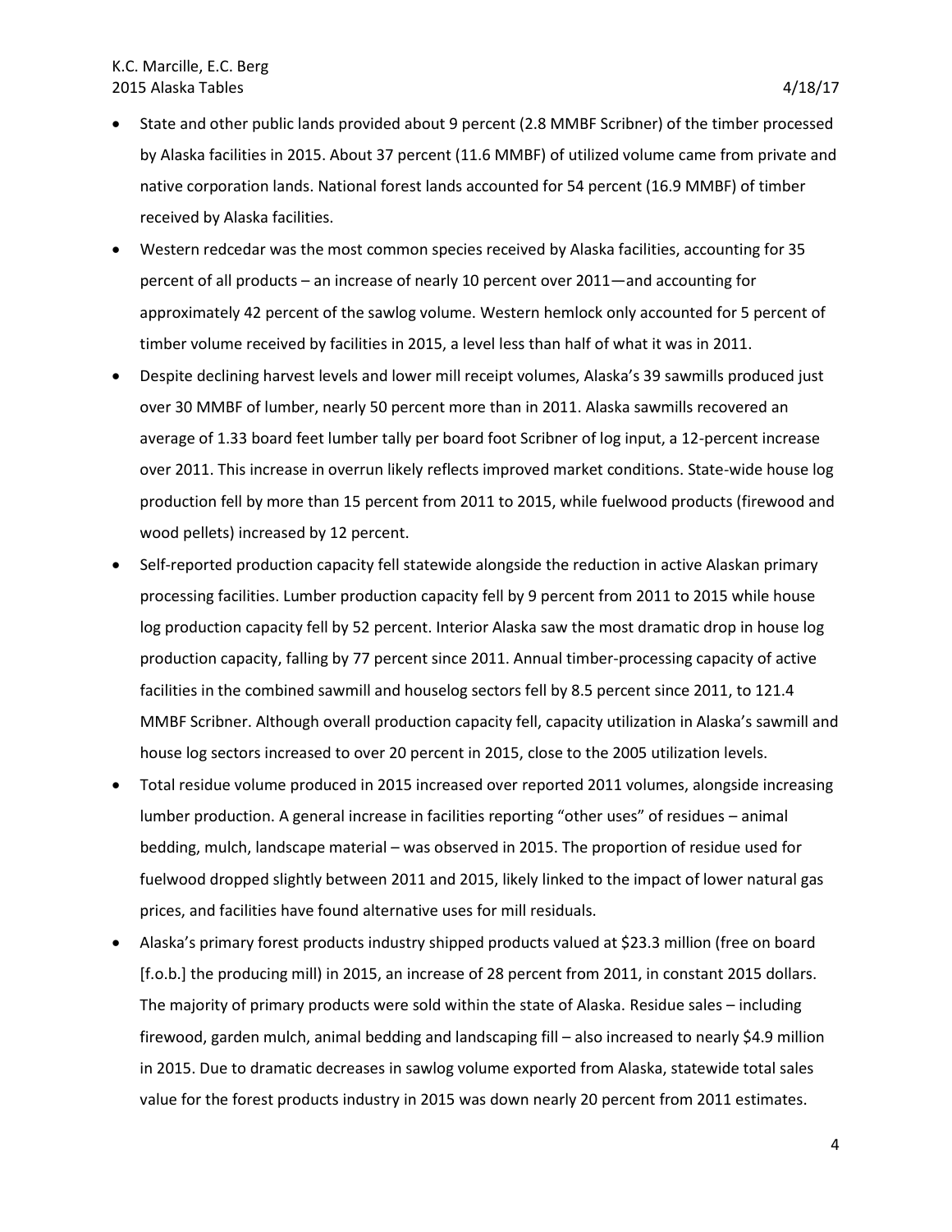- State and other public lands provided about 9 percent (2.8 MMBF Scribner) of the timber processed by Alaska facilities in 2015. About 37 percent (11.6 MMBF) of utilized volume came from private and native corporation lands. National forest lands accounted for 54 percent (16.9 MMBF) of timber received by Alaska facilities.
- Western redcedar was the most common species received by Alaska facilities, accounting for 35 percent of all products – an increase of nearly 10 percent over 2011—and accounting for approximately 42 percent of the sawlog volume. Western hemlock only accounted for 5 percent of timber volume received by facilities in 2015, a level less than half of what it was in 2011.
- Despite declining harvest levels and lower mill receipt volumes, Alaska's 39 sawmills produced just over 30 MMBF of lumber, nearly 50 percent more than in 2011. Alaska sawmills recovered an average of 1.33 board feet lumber tally per board foot Scribner of log input, a 12-percent increase over 2011. This increase in overrun likely reflects improved market conditions. State-wide house log production fell by more than 15 percent from 2011 to 2015, while fuelwood products (firewood and wood pellets) increased by 12 percent.
- Self-reported production capacity fell statewide alongside the reduction in active Alaskan primary processing facilities. Lumber production capacity fell by 9 percent from 2011 to 2015 while house log production capacity fell by 52 percent. Interior Alaska saw the most dramatic drop in house log production capacity, falling by 77 percent since 2011. Annual timber-processing capacity of active facilities in the combined sawmill and houselog sectors fell by 8.5 percent since 2011, to 121.4 MMBF Scribner. Although overall production capacity fell, capacity utilization in Alaska's sawmill and house log sectors increased to over 20 percent in 2015, close to the 2005 utilization levels.
- Total residue volume produced in 2015 increased over reported 2011 volumes, alongside increasing lumber production. A general increase in facilities reporting "other uses" of residues – animal bedding, mulch, landscape material – was observed in 2015. The proportion of residue used for fuelwood dropped slightly between 2011 and 2015, likely linked to the impact of lower natural gas prices, and facilities have found alternative uses for mill residuals.
- Alaska's primary forest products industry shipped products valued at $23.3 million (free on board [f.o.b.] the producing mill) in 2015, an increase of 28 percent from 2011, in constant 2015 dollars. The majority of primary products were sold within the state of Alaska. Residue sales – including firewood, garden mulch, animal bedding and landscaping fill – also increased to nearly $4.9 million in 2015. Due to dramatic decreases in sawlog volume exported from Alaska, statewide total sales value for the forest products industry in 2015 was down nearly 20 percent from 2011 estimates.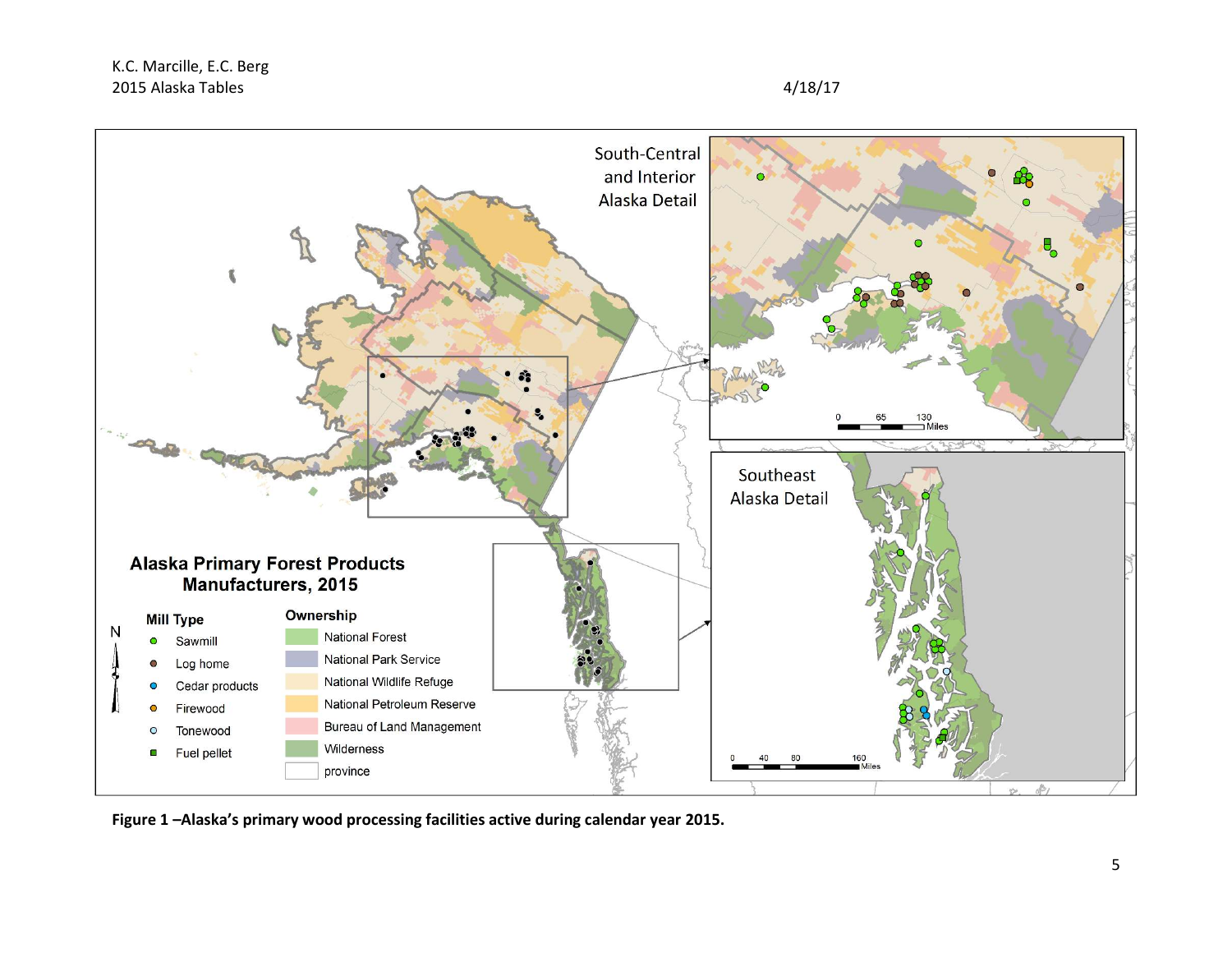**Figure 1 –Alaska's primary wood processing facilities active during calendar year 2015.**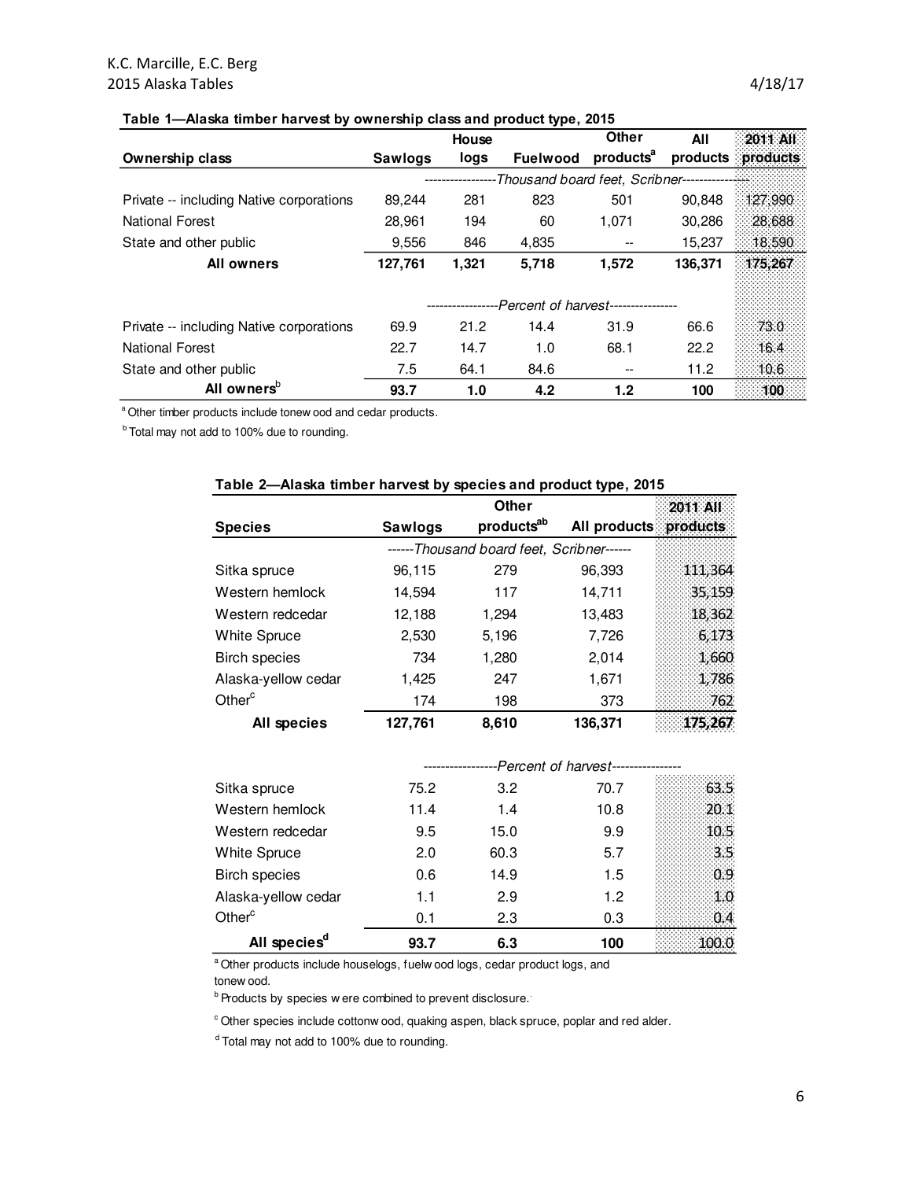**Table 1—Alaska timber harvest by ownership class and product type, 2015**

| Ownership class | Sawlogs | House logs | Fuelwood | Other products[a] | All products | 2011 All products |
|---|---|---|---|---|---|---|
| | *Thousand board feet, Scribner* | | | | | |
| Private -- including Native corporations | 89,244 | 281 | 823 | 501 | 90,848 | 127,990 |
| National Forest | 28,961 | 194 | 60 | 1,071 | 30,286 | 28,688 |
| State and other public | 9,556 | 846 | 4,835 | -- | 15,237 | 18,590 |
| **All owners** | **127,761** | **1,321** | **5,718** | **1,572** | **136,371** | **175,267** |
| | *Percent of harvest* | | | | | |
| Private -- including Native corporations | 69.9 | 21.2 | 14.4 | 31.9 | 66.6 | 73.0 |
| National Forest | 22.7 | 14.7 | 1.0 | 68.1 | 22.2 | 16.4 |
| State and other public | 7.5 | 64.1 | 84.6 | -- | 11.2 | 10.6 |
| **All owners[b]** | **93.7** | **1.0** | **4.2** | **1.2** | **100** | **100** |

[a] Other timber products include tonewood and cedar products.

[b] Total may not add to 100% due to rounding.

**Table 2—Alaska timber harvest by species and product type, 2015**

| Species | Sawlogs | Other products[ab] | All products | 2011 All products |
|---|---|---|---|---|
| | *Thousand board feet, Scribner* | | | |
| Sitka spruce | 96,115 | 279 | 96,393 | 111,364 |
| Western hemlock | 14,594 | 117 | 14,711 | 35,159 |
| Western redcedar | 12,188 | 1,294 | 13,483 | 18,362 |
| White Spruce | 2,530 | 5,196 | 7,726 | 6,173 |
| Birch species | 734 | 1,280 | 2,014 | 1,660 |
| Alaska-yellow cedar | 1,425 | 247 | 1,671 | 1,786 |
| Other[c] | 174 | 198 | 373 | 762 |
| **All species** | **127,761** | **8,610** | **136,371** | **175,267** |
| | *Percent of harvest* | | | |
| Sitka spruce | 75.2 | 3.2 | 70.7 | 63.5 |
| Western hemlock | 11.4 | 1.4 | 10.8 | 20.1 |
| Western redcedar | 9.5 | 15.0 | 9.9 | 10.5 |
| White Spruce | 2.0 | 60.3 | 5.7 | 3.5 |
| Birch species | 0.6 | 14.9 | 1.5 | 0.9 |
| Alaska-yellow cedar | 1.1 | 2.9 | 1.2 | 1.0 |
| Other[c] | 0.1 | 2.3 | 0.3 | 0.4 |
| **All species[d]** | **93.7** | **6.3** | **100** | **100.0** |

[a] Other products include houselogs, fuelwood logs, cedar product logs, and tonewood.

[b] Products by species were combined to prevent disclosure.

[c] Other species include cottonwood, quaking aspen, black spruce, poplar and red alder.

[d] Total may not add to 100% due to rounding.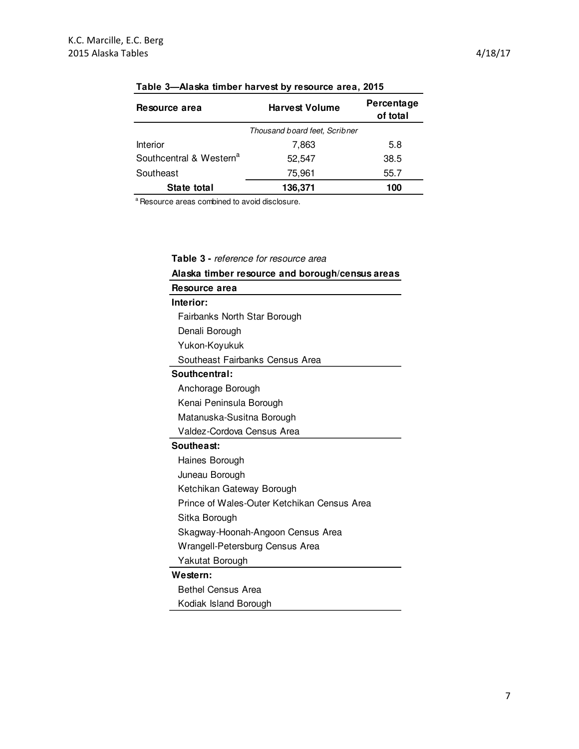**Table 3—Alaska timber harvest by resource area, 2015**

| Resource area | Harvest Volume | Percentage of total |
|---|---|---|
| | *Thousand board feet, Scribner* | |
| Interior | 7,863 | 5.8 |
| Southcentral & Western[a] | 52,547 | 38.5 |
| Southeast | 75,961 | 55.7 |
| **State total** | **136,371** | **100** |

[a] Resource areas combined to avoid disclosure.

**Table 3 -** *reference for resource area*

**Alaska timber resource and borough/census areas**

| Resource area |
|---|
| **Interior:** |
| Fairbanks North Star Borough |
| Denali Borough |
| Yukon-Koyukuk |
| Southeast Fairbanks Census Area |
| **Southcentral:** |
| Anchorage Borough |
| Kenai Peninsula Borough |
| Matanuska-Susitna Borough |
| Valdez-Cordova Census Area |
| **Southeast:** |
| Haines Borough |
| Juneau Borough |
| Ketchikan Gateway Borough |
| Prince of Wales-Outer Ketchikan Census Area |
| Sitka Borough |
| Skagway-Hoonah-Angoon Census Area |
| Wrangell-Petersburg Census Area |
| Yakutat Borough |
| **Western:** |
| Bethel Census Area |
| Kodiak Island Borough |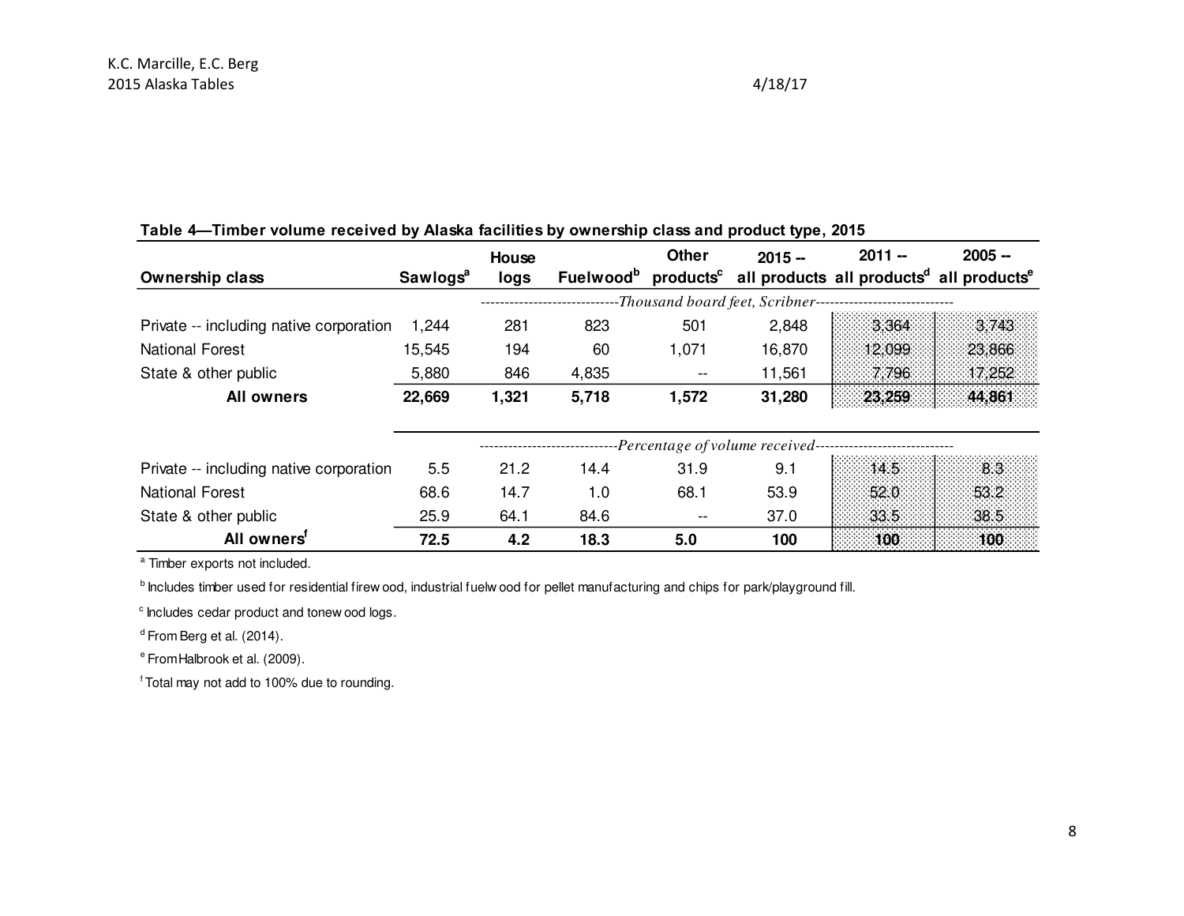**Table 4—Timber volume received by Alaska facilities by ownership class and product type, 2015**

| Ownership class | Sawlogs[a] | House logs | Fuelwood[b] | Other products[c] | 2015 -- all products | 2011 -- all products[d] | 2005 -- all products[e] |
|---|---|---|---|---|---|---|---|
| | *Thousand board feet, Scribner* | | | | | | |
| Private -- including native corporation | 1,244 | 281 | 823 | 501 | 2,848 | 3,364 | 3,743 |
| National Forest | 15,545 | 194 | 60 | 1,071 | 16,870 | 12,099 | 23,866 |
| State & other public | 5,880 | 846 | 4,835 | -- | 11,561 | 7,796 | 17,252 |
| **All owners** | **22,669** | **1,321** | **5,718** | **1,572** | **31,280** | **23,259** | **44,861** |
| | *Percentage of volume received* | | | | | | |
| Private -- including native corporation | 5.5 | 21.2 | 14.4 | 31.9 | 9.1 | 14.5 | 8.3 |
| National Forest | 68.6 | 14.7 | 1.0 | 68.1 | 53.9 | 52.0 | 53.2 |
| State & other public | 25.9 | 64.1 | 84.6 | -- | 37.0 | 33.5 | 38.5 |
| **All owners[f]** | **72.5** | **4.2** | **18.3** | **5.0** | **100** | **100** | **100** |

[a] Timber exports not included.

[b] Includes timber used for residential firewood, industrial fuelwood for pellet manufacturing and chips for park/playground fill.

[c] Includes cedar product and tonewood logs.

[d] From Berg et al. (2014).

[e] From Halbrook et al. (2009).

[f] Total may not add to 100% due to rounding.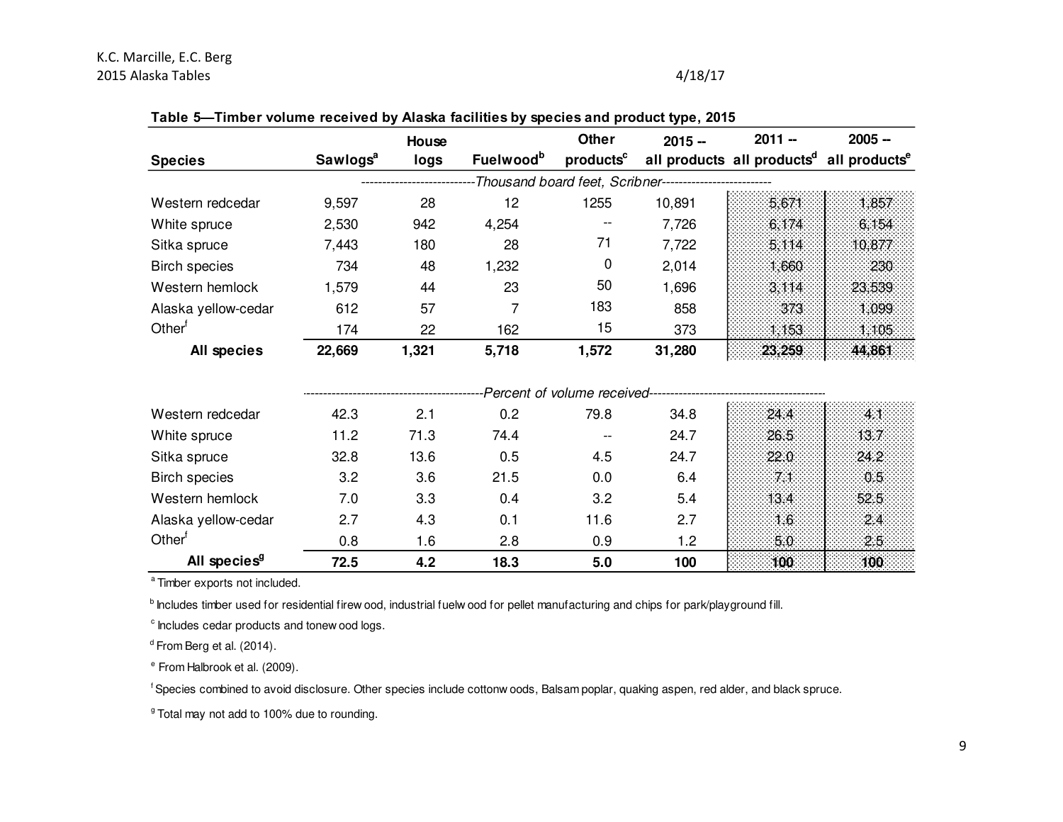**Table 5—Timber volume received by Alaska facilities by species and product type, 2015**

| Species | Sawlogs[a] | House logs | Fuelwood[b] | Other products[c] | 2015 -- all products | 2011 -- all products[d] | 2005 -- all products[e] |
|---|---|---|---|---|---|---|---|
| | *Thousand board feet, Scribner* | | | | | | |
| Western redcedar | 9,597 | 28 | 12 | 1255 | 10,891 | 5,671 | 1,857 |
| White spruce | 2,530 | 942 | 4,254 | -- | 7,726 | 6,174 | 6,154 |
| Sitka spruce | 7,443 | 180 | 28 | 71 | 7,722 | 5,114 | 10,877 |
| Birch species | 734 | 48 | 1,232 | 0 | 2,014 | 1,660 | 230 |
| Western hemlock | 1,579 | 44 | 23 | 50 | 1,696 | 3,114 | 23,539 |
| Alaska yellow-cedar | 612 | 57 | 7 | 183 | 858 | 373 | 1,099 |
| Other[f] | 174 | 22 | 162 | 15 | 373 | 1,153 | 1,105 |
| **All species** | **22,669** | **1,321** | **5,718** | **1,572** | **31,280** | **23,259** | **44,861** |
| | *Percent of volume received* | | | | | | |
| Western redcedar | 42.3 | 2.1 | 0.2 | 79.8 | 34.8 | 24.4 | 4.1 |
| White spruce | 11.2 | 71.3 | 74.4 | -- | 24.7 | 26.5 | 13.7 |
| Sitka spruce | 32.8 | 13.6 | 0.5 | 4.5 | 24.7 | 22.0 | 24.2 |
| Birch species | 3.2 | 3.6 | 21.5 | 0.0 | 6.4 | 7.1 | 0.5 |
| Western hemlock | 7.0 | 3.3 | 0.4 | 3.2 | 5.4 | 13.4 | 52.5 |
| Alaska yellow-cedar | 2.7 | 4.3 | 0.1 | 11.6 | 2.7 | 1.6 | 2.4 |
| Other[f] | 0.8 | 1.6 | 2.8 | 0.9 | 1.2 | 5.0 | 2.5 |
| **All species[g]** | **72.5** | **4.2** | **18.3** | **5.0** | **100** | **100** | **100** |

[a] Timber exports not included.

[b] Includes timber used for residential firewood, industrial fuelwood for pellet manufacturing and chips for park/playground fill.

[c] Includes cedar products and tonewood logs.

[d] From Berg et al. (2014).

[e] From Halbrook et al. (2009).

[f] Species combined to avoid disclosure. Other species include cottonwoods, Balsam poplar, quaking aspen, red alder, and black spruce.

[g] Total may not add to 100% due to rounding.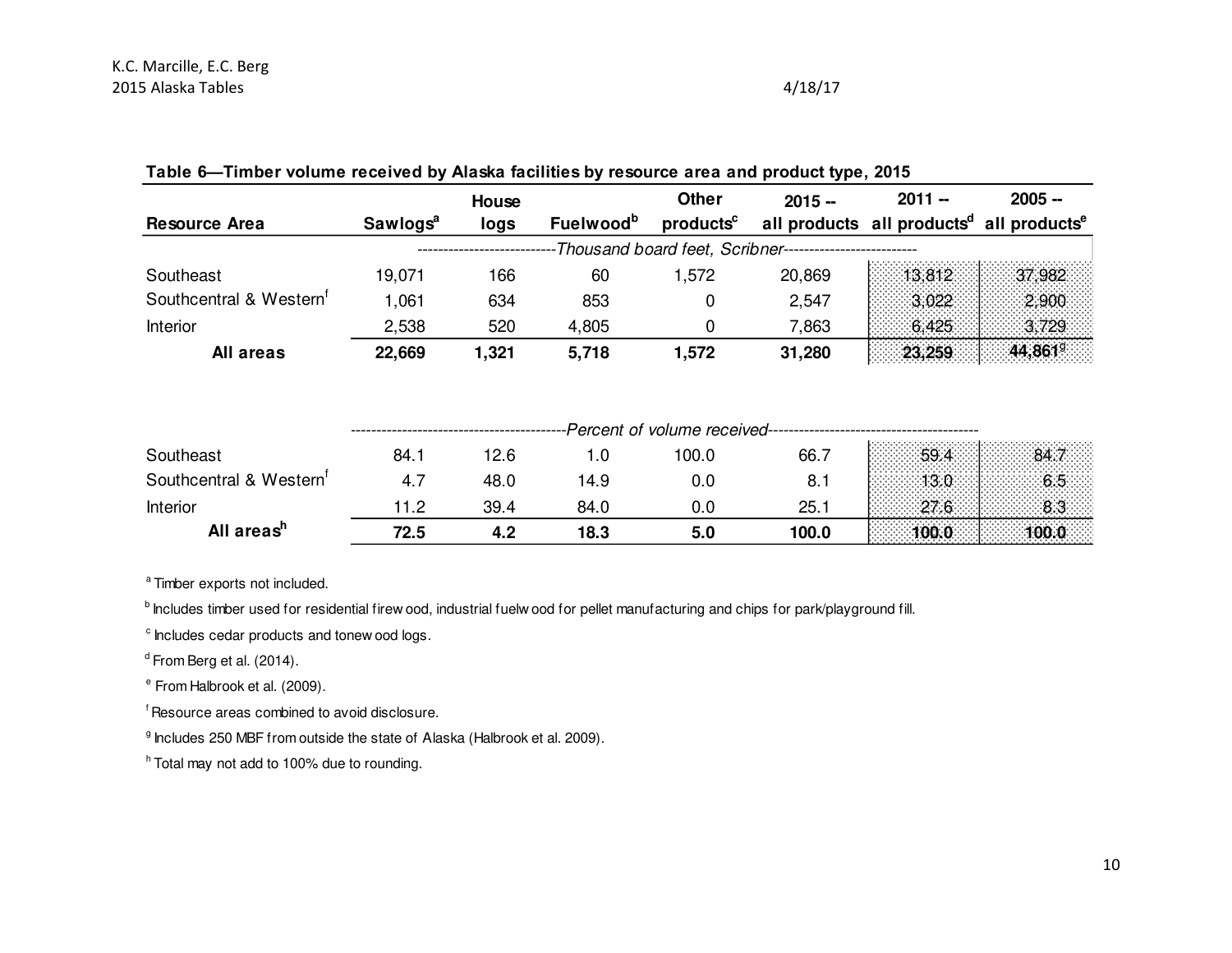**Table 6—Timber volume received by Alaska facilities by resource area and product type, 2015**

| Resource Area | Sawlogs[a] | House logs | Fuelwood[b] | Other products[c] | 2015 -- all products | 2011 -- all products[d] | 2005 -- all products[e] |
|---|---|---|---|---|---|---|---|
| | *Thousand board feet, Scribner* | | | | | | |
| Southeast | 19,071 | 166 | 60 | 1,572 | 20,869 | 13,812 | 37,982 |
| Southcentral & Western[f] | 1,061 | 634 | 853 | 0 | 2,547 | 3,022 | 2,900 |
| Interior | 2,538 | 520 | 4,805 | 0 | 7,863 | 6,425 | 3,729 |
| **All areas** | **22,669** | **1,321** | **5,718** | **1,572** | **31,280** | **23,259** | **44,861**[g] |
| | *Percent of volume received* | | | | | | |
| Southeast | 84.1 | 12.6 | 1.0 | 100.0 | 66.7 | 59.4 | 84.7 |
| Southcentral & Western[f] | 4.7 | 48.0 | 14.9 | 0.0 | 8.1 | 13.0 | 6.5 |
| Interior | 11.2 | 39.4 | 84.0 | 0.0 | 25.1 | 27.6 | 8.3 |
| **All areas**[h] | **72.5** | **4.2** | **18.3** | **5.0** | **100.0** | **100.0** | **100.0** |

[a] Timber exports not included.

[b] Includes timber used for residential firewood, industrial fuelwood for pellet manufacturing and chips for park/playground fill.

[c] Includes cedar products and tonewood logs.

[d] From Berg et al. (2014).

[e] From Halbrook et al. (2009).

[f] Resource areas combined to avoid disclosure.

[g] Includes 250 MBF from outside the state of Alaska (Halbrook et al. 2009).

[h] Total may not add to 100% due to rounding.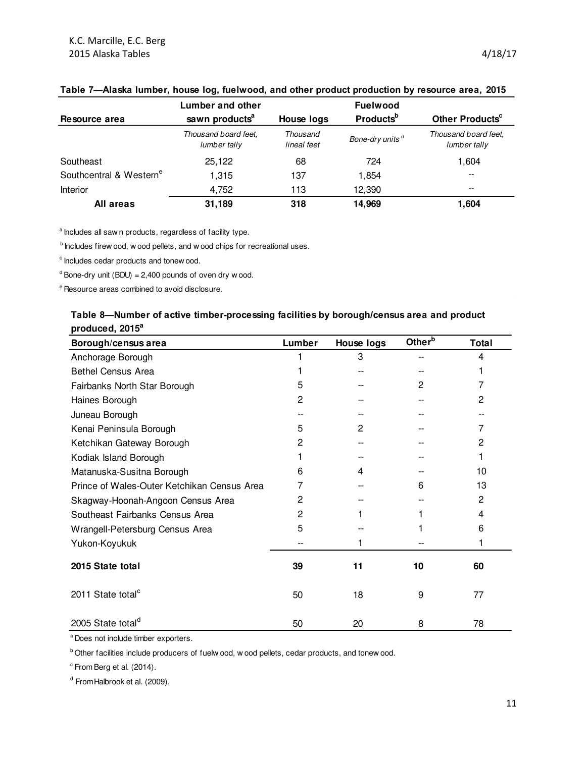**Table 7—Alaska lumber, house log, fuelwood, and other product production by resource area, 2015**

| Resource area | Lumber and other sawn products[a] | House logs | Fuelwood Products[b] | Other Products[c] |
|---|---|---|---|---|
| | *Thousand board feet, lumber tally* | *Thousand lineal feet* | *Bone-dry units [d]* | *Thousand board feet, lumber tally* |
| Southeast | 25,122 | 68 | 724 | 1,604 |
| Southcentral & Western[e] | 1,315 | 137 | 1,854 | -- |
| Interior | 4,752 | 113 | 12,390 | -- |
| **All areas** | **31,189** | **318** | **14,969** | **1,604** |

[a] Includes all sawn products, regardless of facility type.

[b] Includes firewood, wood pellets, and wood chips for recreational uses.

[c] Includes cedar products and tonewood.

[d] Bone-dry unit (BDU) = 2,400 pounds of oven dry wood.

[e] Resource areas combined to avoid disclosure.

**Table 8—Number of active timber-processing facilities by borough/census area and product produced, 2015[a]**

| Borough/census area | Lumber | House logs | Other[b] | Total |
|---|---|---|---|---|
| Anchorage Borough | 1 | 3 | -- | 4 |
| Bethel Census Area | 1 | -- | -- | 1 |
| Fairbanks North Star Borough | 5 | -- | 2 | 7 |
| Haines Borough | 2 | -- | -- | 2 |
| Juneau Borough | -- | -- | -- | -- |
| Kenai Peninsula Borough | 5 | 2 | -- | 7 |
| Ketchikan Gateway Borough | 2 | -- | -- | 2 |
| Kodiak Island Borough | 1 | -- | -- | 1 |
| Matanuska-Susitna Borough | 6 | 4 | -- | 10 |
| Prince of Wales-Outer Ketchikan Census Area | 7 | -- | 6 | 13 |
| Skagway-Hoonah-Angoon Census Area | 2 | -- | -- | 2 |
| Southeast Fairbanks Census Area | 2 | 1 | 1 | 4 |
| Wrangell-Petersburg Census Area | 5 | -- | 1 | 6 |
| Yukon-Koyukuk | -- | 1 | -- | 1 |
| **2015 State total** | **39** | **11** | **10** | **60** |
| 2011 State total[c] | 50 | 18 | 9 | 77 |
| 2005 State total[d] | 50 | 20 | 8 | 78 |

[a] Does not include timber exporters.

[b] Other facilities include producers of fuelwood, wood pellets, cedar products, and tonewood.

[c] From Berg et al. (2014).

[d] From Halbrook et al. (2009).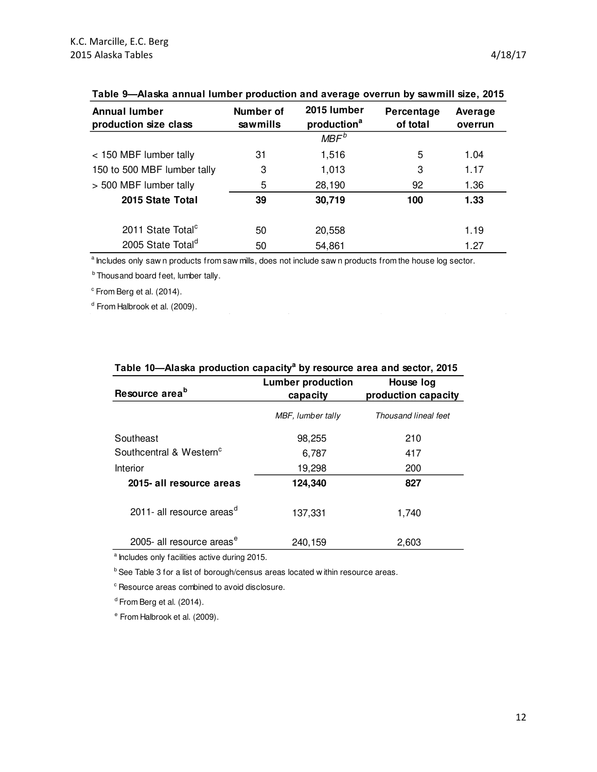**Table 9—Alaska annual lumber production and average overrun by sawmill size, 2015**

| Annual lumber production size class | Number of sawmills | 2015 lumber production[a] | Percentage of total | Average overrun |
|---|---|---|---|---|
| | | *MBF*[b] | | |
| < 150 MBF lumber tally | 31 | 1,516 | 5 | 1.04 |
| 150 to 500 MBF lumber tally | 3 | 1,013 | 3 | 1.17 |
| > 500 MBF lumber tally | 5 | 28,190 | 92 | 1.36 |
| **2015 State Total** | **39** | **30,719** | **100** | **1.33** |
| 2011 State Total[c] | 50 | 20,558 | | 1.19 |
| 2005 State Total[d] | 50 | 54,861 | | 1.27 |

[a] Includes only sawn products from sawmills, does not include sawn products from the house log sector.

[b] Thousand board feet, lumber tally.

[c] From Berg et al. (2014).

[d] From Halbrook et al. (2009).

**Table 10—Alaska production capacity[a] by resource area and sector, 2015**

| Resource area[b] | Lumber production capacity | House log production capacity |
|---|---|---|
| | *MBF, lumber tally* | *Thousand lineal feet* |
| Southeast | 98,255 | 210 |
| Southcentral & Western[c] | 6,787 | 417 |
| Interior | 19,298 | 200 |
| **2015- all resource areas** | **124,340** | **827** |
| 2011- all resource areas[d] | 137,331 | 1,740 |
| 2005- all resource areas[e] | 240,159 | 2,603 |

[a] Includes only facilities active during 2015.

[b] See Table 3 for a list of borough/census areas located within resource areas.

[c] Resource areas combined to avoid disclosure.

[d] From Berg et al. (2014).

[e] From Halbrook et al. (2009).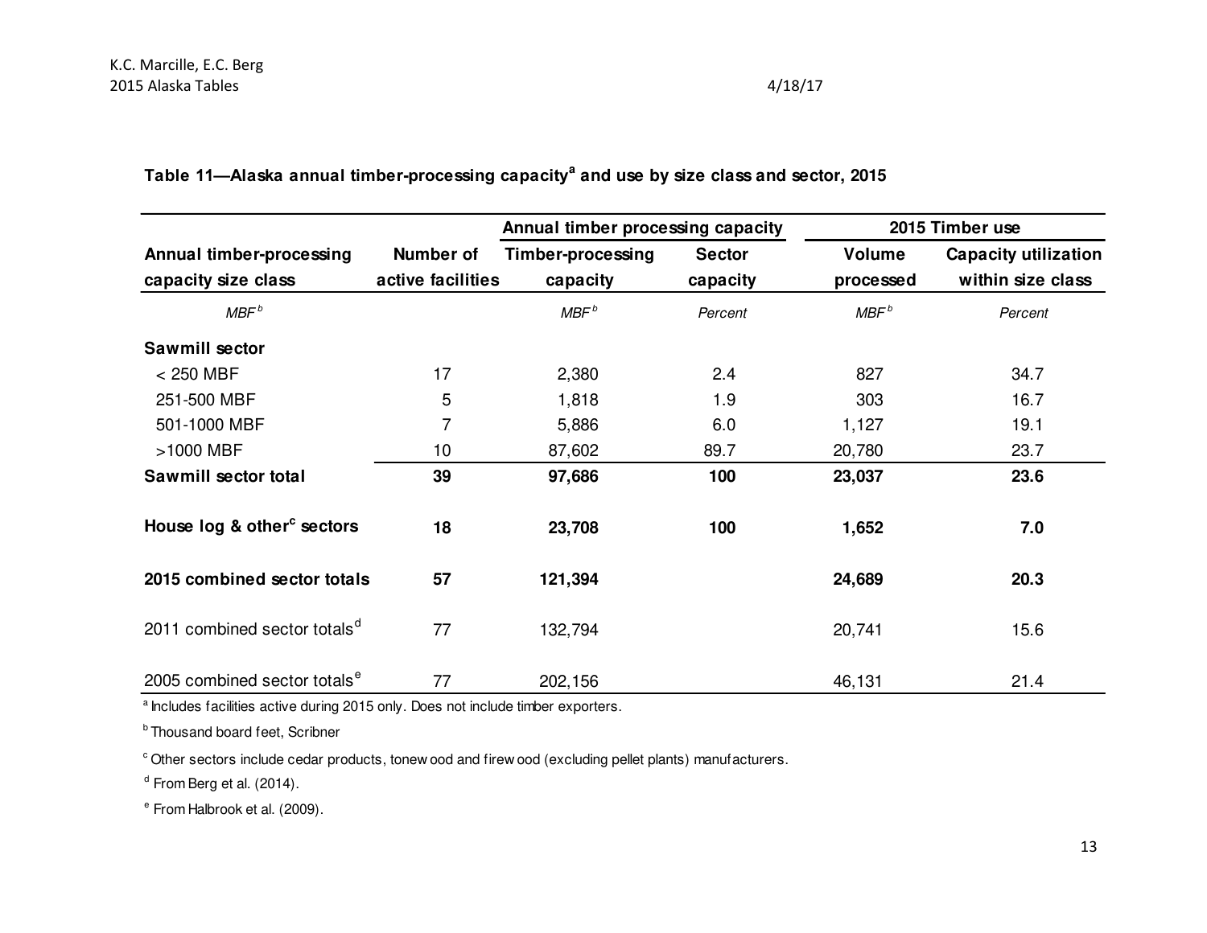**Table 11—Alaska annual timber-processing capacity[a] and use by size class and sector, 2015**

| Annual timber-processing capacity size class | Number of active facilities | Annual timber processing capacity: Timber-processing capacity | Annual timber processing capacity: Sector capacity | 2015 Timber use: Volume processed | 2015 Timber use: Capacity utilization within size class |
|---|---|---|---|---|---|
| *MBF[b]* | | *MBF[b]* | *Percent* | *MBF[b]* | *Percent* |
| **Sawmill sector** | | | | | |
| < 250 MBF | 17 | 2,380 | 2.4 | 827 | 34.7 |
| 251-500 MBF | 5 | 1,818 | 1.9 | 303 | 16.7 |
| 501-1000 MBF | 7 | 5,886 | 6.0 | 1,127 | 19.1 |
| >1000 MBF | 10 | 87,602 | 89.7 | 20,780 | 23.7 |
| **Sawmill sector total** | **39** | **97,686** | **100** | **23,037** | **23.6** |
| **House log & other[c] sectors** | **18** | **23,708** | **100** | **1,652** | **7.0** |
| **2015 combined sector totals** | **57** | **121,394** | | **24,689** | **20.3** |
| 2011 combined sector totals[d] | 77 | 132,794 | | 20,741 | 15.6 |
| 2005 combined sector totals[e] | 77 | 202,156 | | 46,131 | 21.4 |

[a] Includes facilities active during 2015 only. Does not include timber exporters.

[b] Thousand board feet, Scribner

[c] Other sectors include cedar products, tonewood and firewood (excluding pellet plants) manufacturers.

[d] From Berg et al. (2014).

[e] From Halbrook et al. (2009).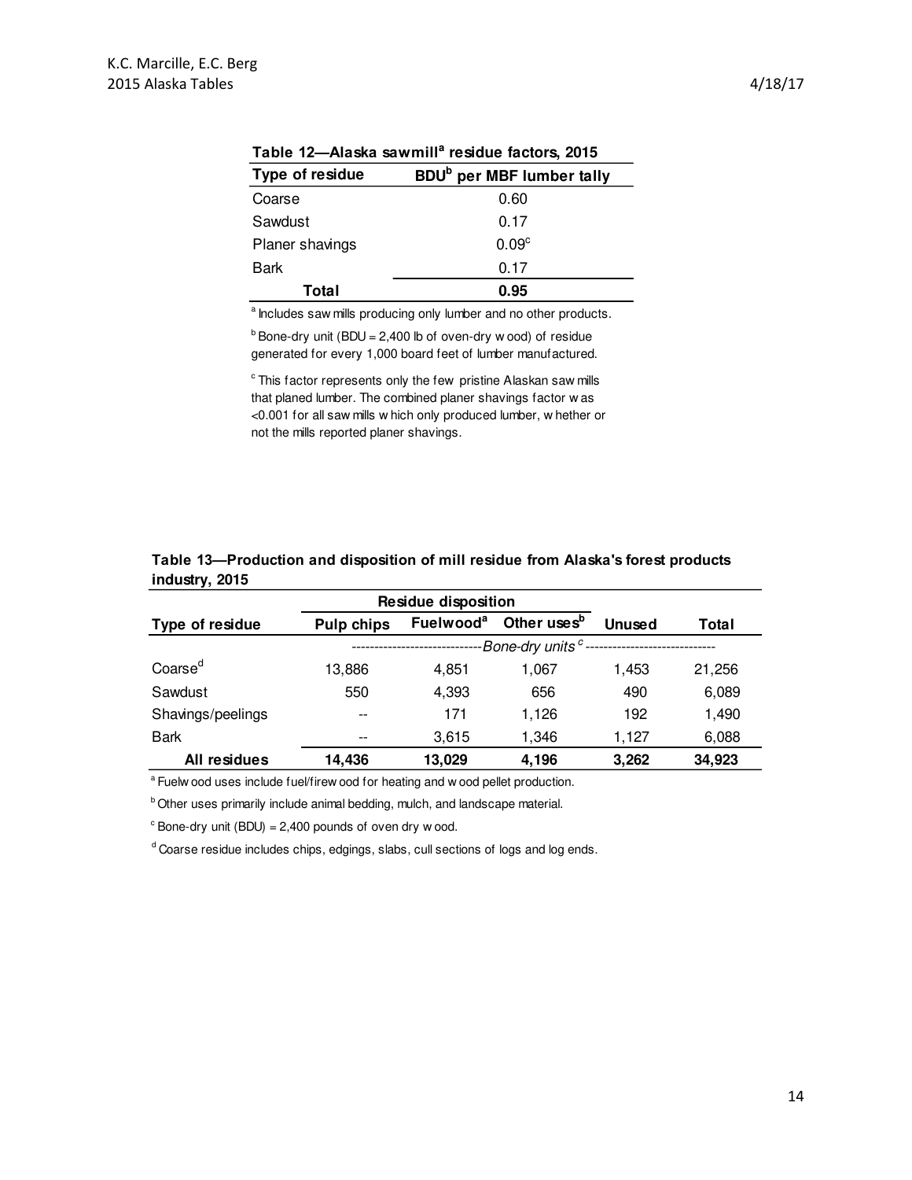**Table 12—Alaska sawmill[a] residue factors, 2015**

| Type of residue | BDU[b] per MBF lumber tally |
|---|---|
| Coarse | 0.60 |
| Sawdust | 0.17 |
| Planer shavings | 0.09[c] |
| Bark | 0.17 |
| **Total** | **0.95** |

[a] Includes saw mills producing only lumber and no other products.

[b] Bone-dry unit (BDU = 2,400 lb of oven-dry wood) of residue generated for every 1,000 board feet of lumber manufactured.

[c] This factor represents only the few pristine Alaskan saw mills that planed lumber. The combined planer shavings factor was <0.001 for all saw mills which only produced lumber, whether or not the mills reported planer shavings.

**Table 13—Production and disposition of mill residue from Alaska's forest products industry, 2015**

| | Residue disposition | | | | |
|---|---|---|---|---|---|
| Type of residue | Pulp chips | Fuelwood[a] | Other uses[b] | Unused | Total |
| | *Bone-dry units[c]* | | | | |
| Coarse[d] | 13,886 | 4,851 | 1,067 | 1,453 | 21,256 |
| Sawdust | 550 | 4,393 | 656 | 490 | 6,089 |
| Shavings/peelings | -- | 171 | 1,126 | 192 | 1,490 |
| Bark | -- | 3,615 | 1,346 | 1,127 | 6,088 |
| **All residues** | **14,436** | **13,029** | **4,196** | **3,262** | **34,923** |

[a] Fuelwood uses include fuel/firewood for heating and wood pellet production.

[b] Other uses primarily include animal bedding, mulch, and landscape material.

[c] Bone-dry unit (BDU) = 2,400 pounds of oven dry wood.

[d] Coarse residue includes chips, edgings, slabs, cull sections of logs and log ends.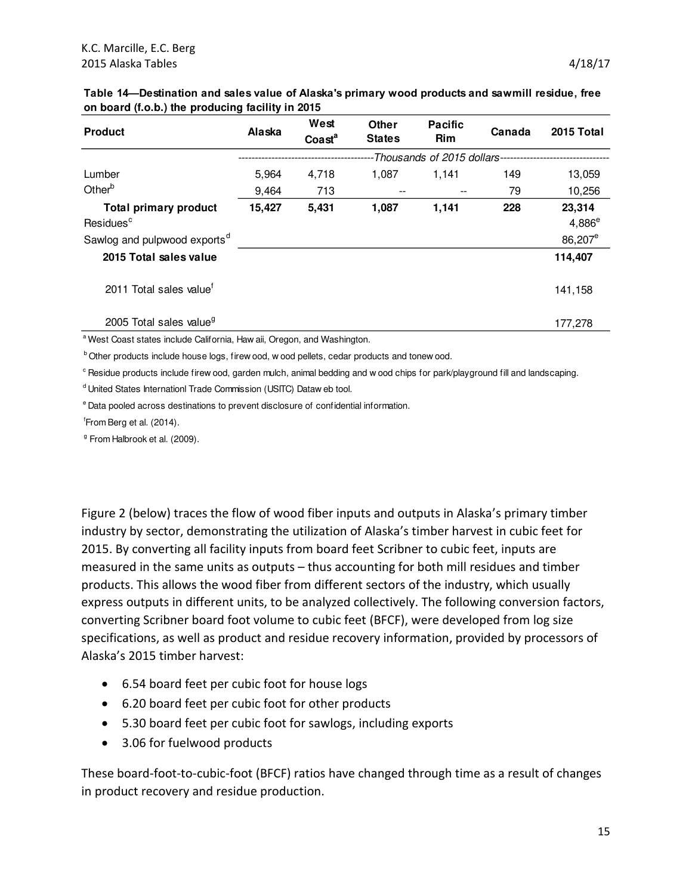**Table 14—Destination and sales value of Alaska's primary wood products and sawmill residue, free on board (f.o.b.) the producing facility in 2015**

| Product | Alaska | West Coast[a] | Other States | Pacific Rim | Canada | 2015 Total |
|---|---|---|---|---|---|---|
| | *Thousands of 2015 dollars* | | | | | |
| Lumber | 5,964 | 4,718 | 1,087 | 1,141 | 149 | 13,059 |
| Other[b] | 9,464 | 713 | -- | -- | 79 | 10,256 |
| **Total primary product** | **15,427** | **5,431** | **1,087** | **1,141** | **228** | **23,314** |
| Residues[c] | | | | | | 4,886[e] |
| Sawlog and pulpwood exports[d] | | | | | | 86,207[e] |
| **2015 Total sales value** | | | | | | **114,407** |
| 2011 Total sales value[f] | | | | | | 141,158 |
| 2005 Total sales value[g] | | | | | | 177,278 |

[a] West Coast states include California, Hawaii, Oregon, and Washington.

[b] Other products include house logs, firewood, wood pellets, cedar products and tonewood.

[c] Residue products include firewood, garden mulch, animal bedding and wood chips for park/playground fill and landscaping.

[d] United States Internationl Trade Commission (USITC) Dataweb tool.

[e] Data pooled across destinations to prevent disclosure of confidential information.

[f] From Berg et al. (2014).

[g] From Halbrook et al. (2009).

Figure 2 (below) traces the flow of wood fiber inputs and outputs in Alaska's primary timber industry by sector, demonstrating the utilization of Alaska's timber harvest in cubic feet for 2015. By converting all facility inputs from board feet Scribner to cubic feet, inputs are measured in the same units as outputs – thus accounting for both mill residues and timber products. This allows the wood fiber from different sectors of the industry, which usually express outputs in different units, to be analyzed collectively. The following conversion factors, converting Scribner board foot volume to cubic feet (BFCF), were developed from log size specifications, as well as product and residue recovery information, provided by processors of Alaska's 2015 timber harvest:

- 6.54 board feet per cubic foot for house logs
- 6.20 board feet per cubic foot for other products
- 5.30 board feet per cubic foot for sawlogs, including exports
- 3.06 for fuelwood products

These board-foot-to-cubic-foot (BFCF) ratios have changed through time as a result of changes in product recovery and residue production.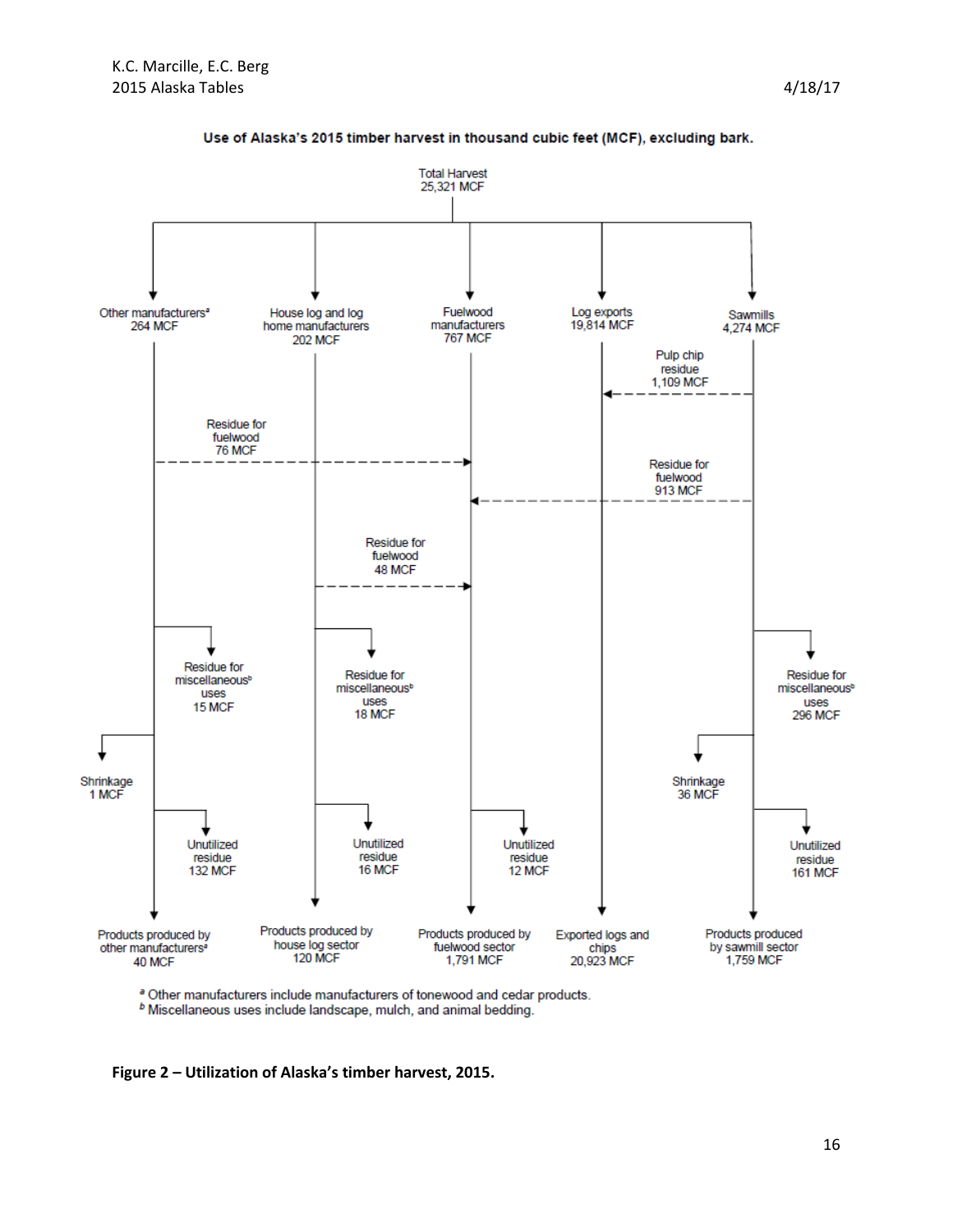**Use of Alaska's 2015 timber harvest in thousand cubic feet (MCF), excluding bark.**

Total Harvest
25,321 MCF

- Other manufacturers[a] 264 MCF
  - Residue for fuelwood 76 MCF
  - Residue for miscellaneous[b] uses 15 MCF
  - Shrinkage 1 MCF
  - Unutilized residue 132 MCF
  - Products produced by other manufacturers[a] 40 MCF
- House log and log home manufacturers 202 MCF
  - Residue for fuelwood 48 MCF
  - Residue for miscellaneous[b] uses 18 MCF
  - Unutilized residue 16 MCF
  - Products produced by house log sector 120 MCF
- Fuelwood manufacturers 767 MCF
  - Unutilized residue 12 MCF
  - Products produced by fuelwood sector 1,791 MCF
- Log exports 19,814 MCF
  - Exported logs and chips 20,923 MCF
- Sawmills 4,274 MCF
  - Pulp chip residue 1,109 MCF
  - Residue for fuelwood 913 MCF
  - Residue for miscellaneous[b] uses 296 MCF
  - Shrinkage 36 MCF
  - Unutilized residue 161 MCF
  - Products produced by sawmill sector 1,759 MCF

[a] Other manufacturers include manufacturers of tonewood and cedar products.
[b] Miscellaneous uses include landscape, mulch, and animal bedding.

**Figure 2 – Utilization of Alaska's timber harvest, 2015.**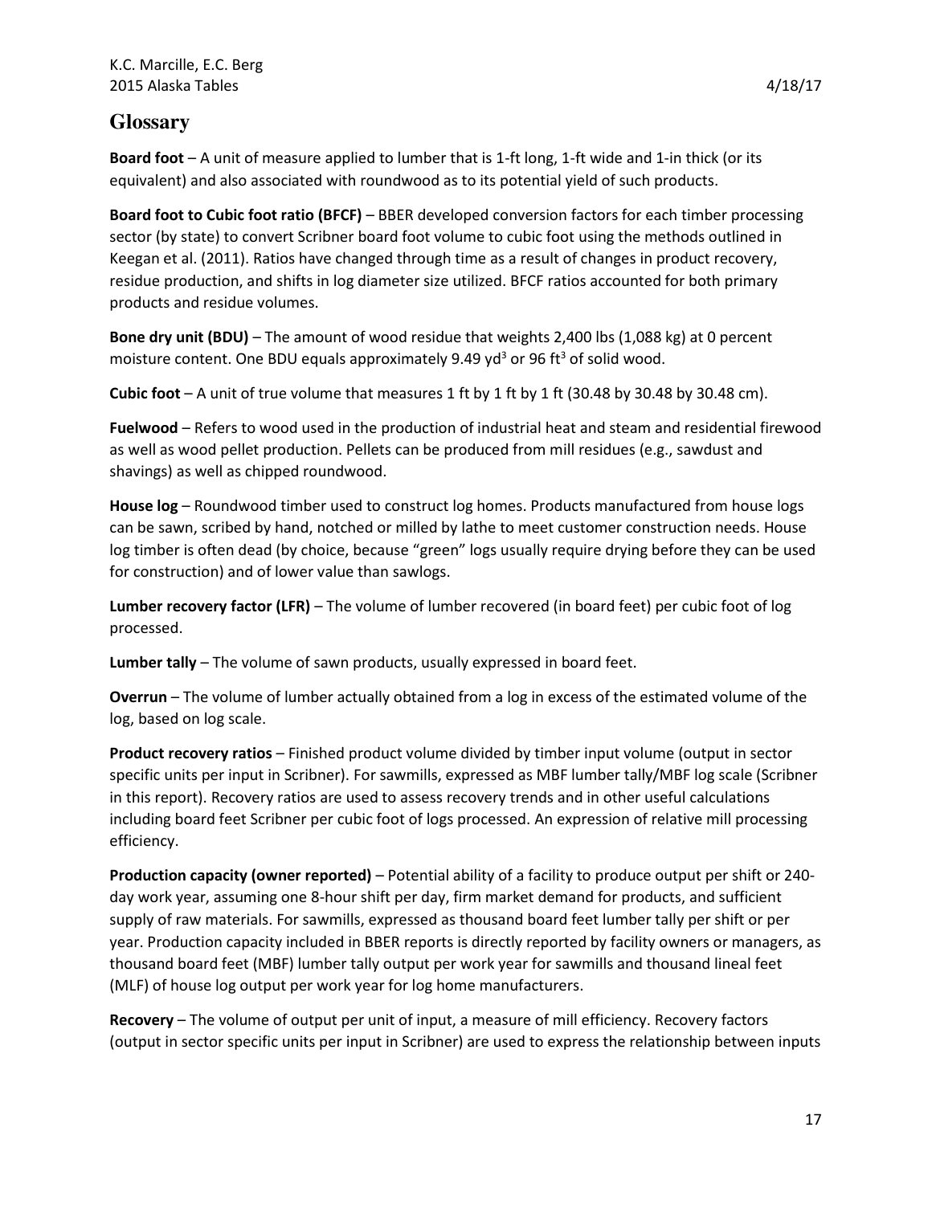## Glossary

**Board foot** – A unit of measure applied to lumber that is 1-ft long, 1-ft wide and 1-in thick (or its equivalent) and also associated with roundwood as to its potential yield of such products.

**Board foot to Cubic foot ratio (BFCF)** – BBER developed conversion factors for each timber processing sector (by state) to convert Scribner board foot volume to cubic foot using the methods outlined in Keegan et al. (2011). Ratios have changed through time as a result of changes in product recovery, residue production, and shifts in log diameter size utilized. BFCF ratios accounted for both primary products and residue volumes.

**Bone dry unit (BDU)** – The amount of wood residue that weights 2,400 lbs (1,088 kg) at 0 percent moisture content. One BDU equals approximately 9.49 $yd^3$ or 96 $ft^3$ of solid wood.

**Cubic foot** – A unit of true volume that measures 1 ft by 1 ft by 1 ft (30.48 by 30.48 by 30.48 cm).

**Fuelwood** – Refers to wood used in the production of industrial heat and steam and residential firewood as well as wood pellet production. Pellets can be produced from mill residues (e.g., sawdust and shavings) as well as chipped roundwood.

**House log** – Roundwood timber used to construct log homes. Products manufactured from house logs can be sawn, scribed by hand, notched or milled by lathe to meet customer construction needs. House log timber is often dead (by choice, because "green" logs usually require drying before they can be used for construction) and of lower value than sawlogs.

**Lumber recovery factor (LFR)** – The volume of lumber recovered (in board feet) per cubic foot of log processed.

**Lumber tally** – The volume of sawn products, usually expressed in board feet.

**Overrun** – The volume of lumber actually obtained from a log in excess of the estimated volume of the log, based on log scale.

**Product recovery ratios** – Finished product volume divided by timber input volume (output in sector specific units per input in Scribner). For sawmills, expressed as MBF lumber tally/MBF log scale (Scribner in this report). Recovery ratios are used to assess recovery trends and in other useful calculations including board feet Scribner per cubic foot of logs processed. An expression of relative mill processing efficiency.

**Production capacity (owner reported)** – Potential ability of a facility to produce output per shift or 240-day work year, assuming one 8-hour shift per day, firm market demand for products, and sufficient supply of raw materials. For sawmills, expressed as thousand board feet lumber tally per shift or per year. Production capacity included in BBER reports is directly reported by facility owners or managers, as thousand board feet (MBF) lumber tally output per work year for sawmills and thousand lineal feet (MLF) of house log output per work year for log home manufacturers.

**Recovery** – The volume of output per unit of input, a measure of mill efficiency. Recovery factors (output in sector specific units per input in Scribner) are used to express the relationship between inputs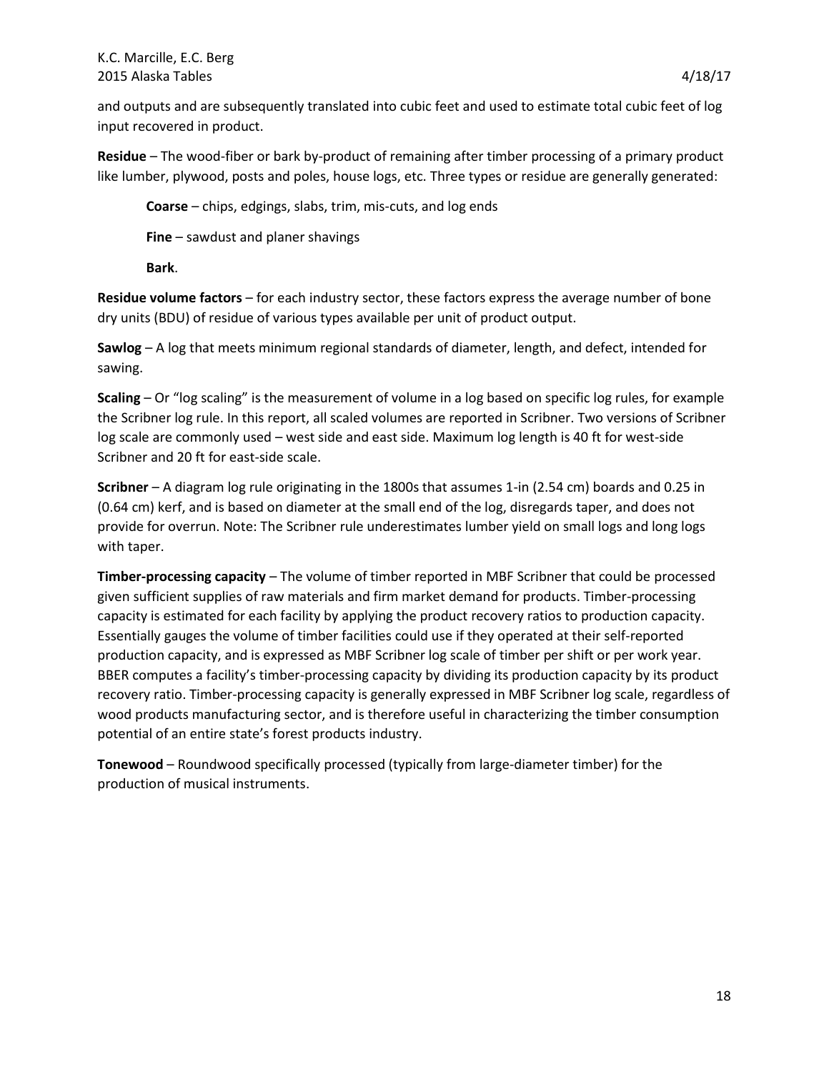and outputs and are subsequently translated into cubic feet and used to estimate total cubic feet of log input recovered in product.

**Residue** – The wood-fiber or bark by-product of remaining after timber processing of a primary product like lumber, plywood, posts and poles, house logs, etc. Three types or residue are generally generated:

> **Coarse** – chips, edgings, slabs, trim, mis-cuts, and log ends
>
> **Fine** – sawdust and planer shavings
>
> **Bark**.

**Residue volume factors** – for each industry sector, these factors express the average number of bone dry units (BDU) of residue of various types available per unit of product output.

**Sawlog** – A log that meets minimum regional standards of diameter, length, and defect, intended for sawing.

**Scaling** – Or "log scaling" is the measurement of volume in a log based on specific log rules, for example the Scribner log rule. In this report, all scaled volumes are reported in Scribner. Two versions of Scribner log scale are commonly used – west side and east side. Maximum log length is 40 ft for west-side Scribner and 20 ft for east-side scale.

**Scribner** – A diagram log rule originating in the 1800s that assumes 1-in (2.54 cm) boards and 0.25 in (0.64 cm) kerf, and is based on diameter at the small end of the log, disregards taper, and does not provide for overrun. Note: The Scribner rule underestimates lumber yield on small logs and long logs with taper.

**Timber-processing capacity** – The volume of timber reported in MBF Scribner that could be processed given sufficient supplies of raw materials and firm market demand for products. Timber-processing capacity is estimated for each facility by applying the product recovery ratios to production capacity. Essentially gauges the volume of timber facilities could use if they operated at their self-reported production capacity, and is expressed as MBF Scribner log scale of timber per shift or per work year. BBER computes a facility's timber-processing capacity by dividing its production capacity by its product recovery ratio. Timber-processing capacity is generally expressed in MBF Scribner log scale, regardless of wood products manufacturing sector, and is therefore useful in characterizing the timber consumption potential of an entire state's forest products industry.

**Tonewood** – Roundwood specifically processed (typically from large-diameter timber) for the production of musical instruments.